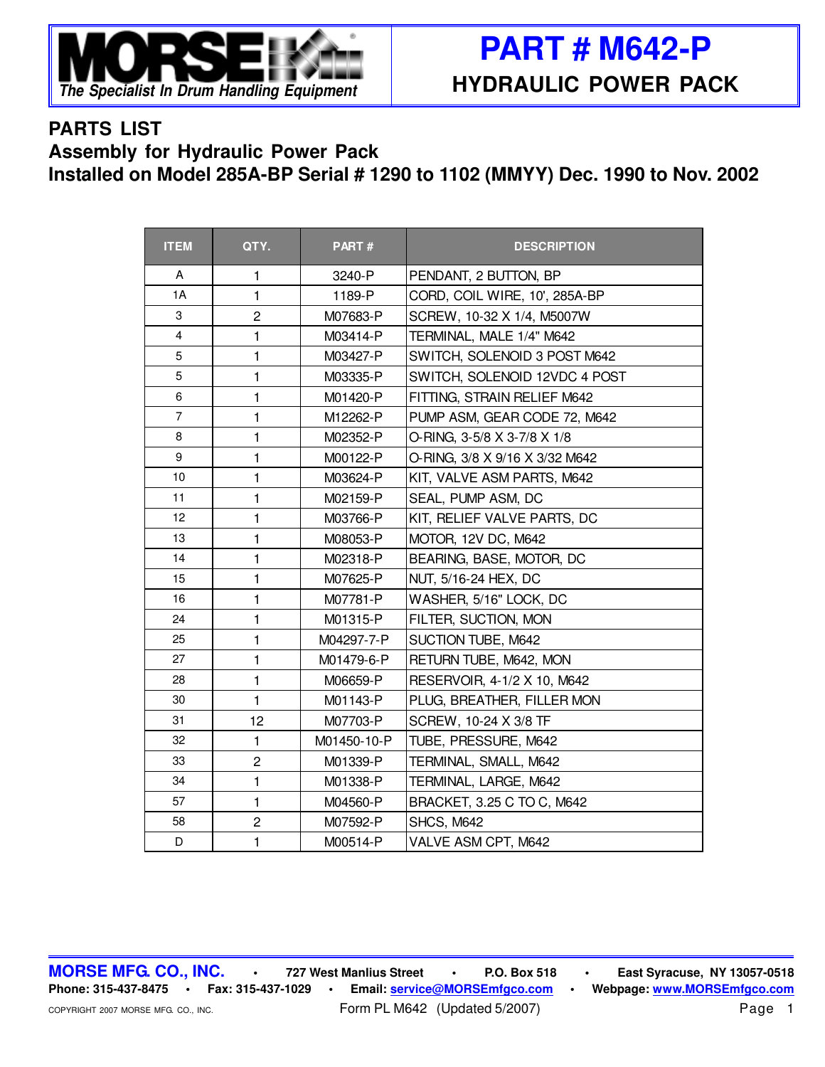**MORSE**

*The Specialist In Drum Handling Equipment*

# PART # M642-P

## HYDRAULIC POWER PACK

## PARTS LIST
## Assembly for Hydraulic Power Pack
## Installed on Model 285A-BP Serial # 1290 to 1102 (MMYY) Dec. 1990 to Nov. 2002

| ITEM | QTY. | PART # | DESCRIPTION |
|---|---|---|---|
| A | 1 | 3240-P | PENDANT, 2 BUTTON, BP |
| 1A | 1 | 1189-P | CORD, COIL WIRE, 10', 285A-BP |
| 3 | 2 | M07683-P | SCREW, 10-32 X 1/4, M5007W |
| 4 | 1 | M03414-P | TERMINAL, MALE 1/4" M642 |
| 5 | 1 | M03427-P | SWITCH, SOLENOID 3 POST M642 |
| 5 | 1 | M03335-P | SWITCH, SOLENOID 12VDC 4 POST |
| 6 | 1 | M01420-P | FITTING, STRAIN RELIEF M642 |
| 7 | 1 | M12262-P | PUMP ASM, GEAR CODE 72, M642 |
| 8 | 1 | M02352-P | O-RING, 3-5/8 X 3-7/8 X 1/8 |
| 9 | 1 | M00122-P | O-RING, 3/8 X 9/16 X 3/32 M642 |
| 10 | 1 | M03624-P | KIT, VALVE ASM PARTS, M642 |
| 11 | 1 | M02159-P | SEAL, PUMP ASM, DC |
| 12 | 1 | M03766-P | KIT, RELIEF VALVE PARTS, DC |
| 13 | 1 | M08053-P | MOTOR, 12V DC, M642 |
| 14 | 1 | M02318-P | BEARING, BASE, MOTOR, DC |
| 15 | 1 | M07625-P | NUT, 5/16-24 HEX, DC |
| 16 | 1 | M07781-P | WASHER, 5/16" LOCK, DC |
| 24 | 1 | M01315-P | FILTER, SUCTION, MON |
| 25 | 1 | M04297-7-P | SUCTION TUBE, M642 |
| 27 | 1 | M01479-6-P | RETURN TUBE, M642, MON |
| 28 | 1 | M06659-P | RESERVOIR, 4-1/2 X 10, M642 |
| 30 | 1 | M01143-P | PLUG, BREATHER, FILLER MON |
| 31 | 12 | M07703-P | SCREW, 10-24 X 3/8 TF |
| 32 | 1 | M01450-10-P | TUBE, PRESSURE, M642 |
| 33 | 2 | M01339-P | TERMINAL, SMALL, M642 |
| 34 | 1 | M01338-P | TERMINAL, LARGE, M642 |
| 57 | 1 | M04560-P | BRACKET, 3.25 C TO C, M642 |
| 58 | 2 | M07592-P | SHCS, M642 |
| D | 1 | M00514-P | VALVE ASM CPT, M642 |

**MORSE MFG. CO., INC.** • 727 West Manlius Street • P.O. Box 518 • East Syracuse, NY 13057-0518
Phone: 315-437-8475 • Fax: 315-437-1029 • Email: service@MORSEmfgco.com • Webpage: www.MORSEmfgco.com

COPYRIGHT 2007 MORSE MFG. CO., INC. Form PL M642 (Updated 5/2007)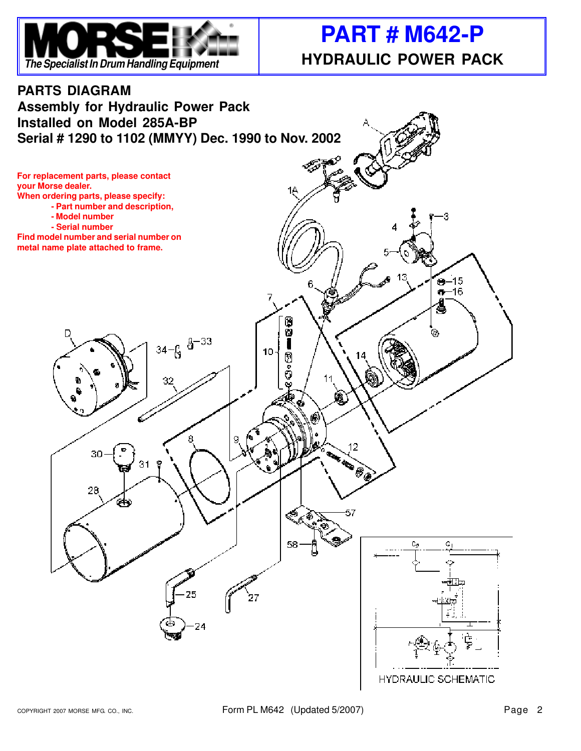# PART # M642-P

## HYDRAULIC POWER PACK

**MORSE** *The Specialist In Drum Handling Equipment*

## PARTS DIAGRAM

**Assembly for Hydraulic Power Pack**
**Installed on Model 285A-BP**
**Serial # 1290 to 1102 (MMYY) Dec. 1990 to Nov. 2002**

**For replacement parts, please contact your Morse dealer.**
**When ordering parts, please specify:**

- **Part number and description,**
- **Model number**
- **Serial number**

**Find model number and serial number on metal name plate attached to frame.**

A
1A
3
4
5
6
7
10
11
12
13
14
15
16
D
34
33
32
8
9
30
31
28
57
58
25
27
24

HYDRAULIC SCHEMATIC

COPYRIGHT 2007 MORSE MFG. CO., INC.

Form PL M642 (Updated 5/2007)